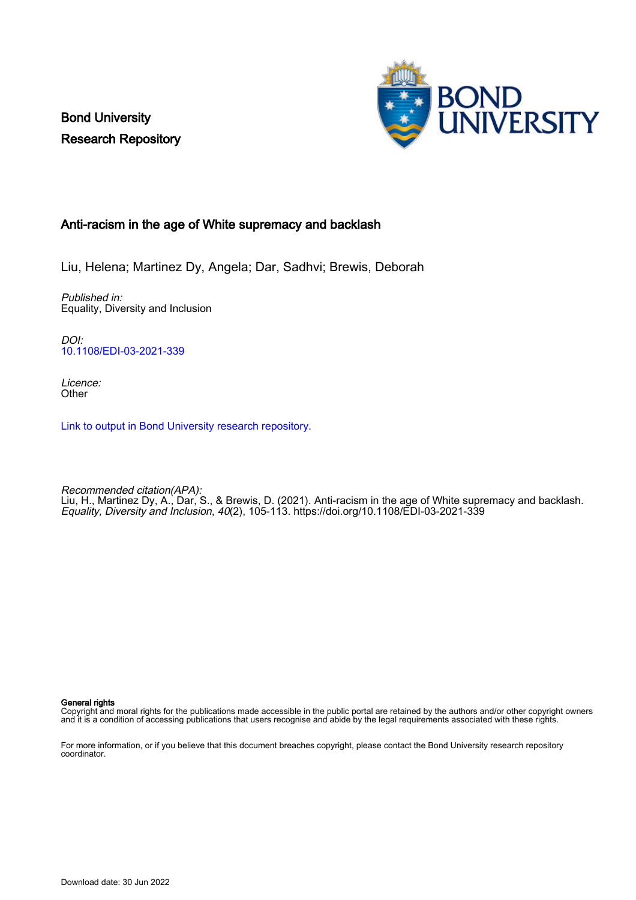Bond University
Research Repository

# Anti-racism in the age of White supremacy and backlash

Liu, Helena; Martinez Dy, Angela; Dar, Sadhvi; Brewis, Deborah

*Published in:*
Equality, Diversity and Inclusion

*DOI:*
10.1108/EDI-03-2021-339

*Licence:*
Other

Link to output in Bond University research repository.

*Recommended citation(APA):*
Liu, H., Martinez Dy, A., Dar, S., & Brewis, D. (2021). Anti-racism in the age of White supremacy and backlash. *Equality, Diversity and Inclusion*, *40*(2), 105-113. https://doi.org/10.1108/EDI-03-2021-339

**General rights**
Copyright and moral rights for the publications made accessible in the public portal are retained by the authors and/or other copyright owners and it is a condition of accessing publications that users recognise and abide by the legal requirements associated with these rights.

For more information, or if you believe that this document breaches copyright, please contact the Bond University research repository coordinator.

Download date: 30 Jun 2022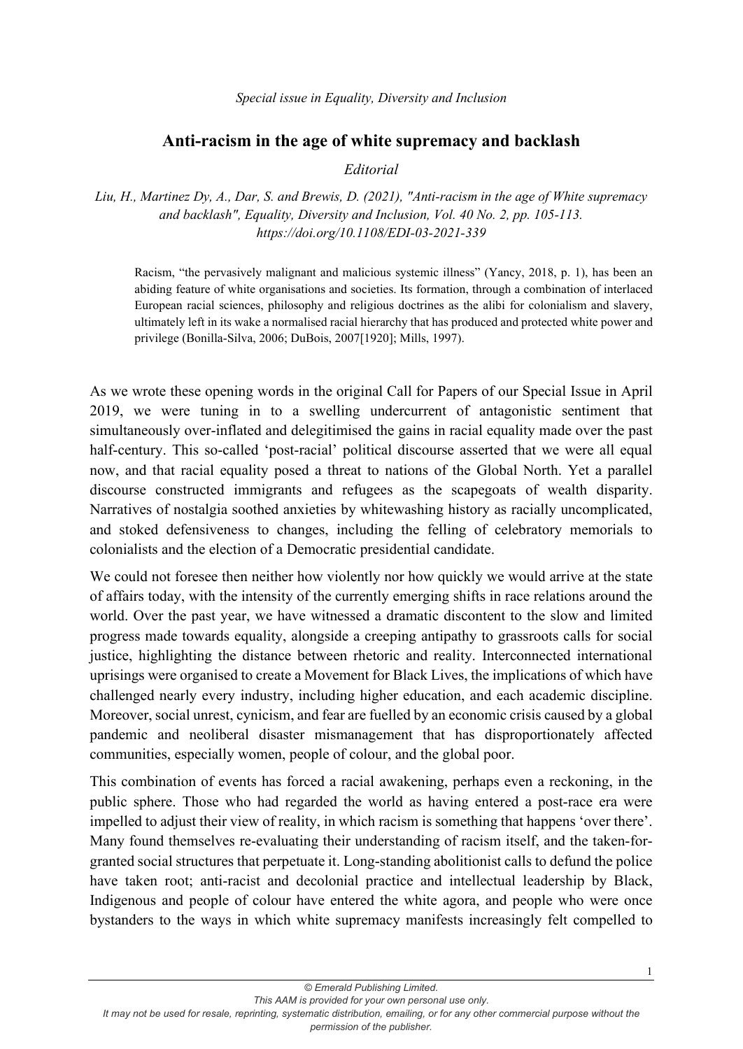*Special issue in Equality, Diversity and Inclusion*

# Anti-racism in the age of white supremacy and backlash

*Editorial*

*Liu, H., Martinez Dy, A., Dar, S. and Brewis, D. (2021), "Anti-racism in the age of White supremacy and backlash", Equality, Diversity and Inclusion, Vol. 40 No. 2, pp. 105-113. https://doi.org/10.1108/EDI-03-2021-339*

> Racism, "the pervasively malignant and malicious systemic illness" (Yancy, 2018, p. 1), has been an abiding feature of white organisations and societies. Its formation, through a combination of interlaced European racial sciences, philosophy and religious doctrines as the alibi for colonialism and slavery, ultimately left in its wake a normalised racial hierarchy that has produced and protected white power and privilege (Bonilla-Silva, 2006; DuBois, 2007[1920]; Mills, 1997).

As we wrote these opening words in the original Call for Papers of our Special Issue in April 2019, we were tuning in to a swelling undercurrent of antagonistic sentiment that simultaneously over-inflated and delegitimised the gains in racial equality made over the past half-century. This so-called 'post-racial' political discourse asserted that we were all equal now, and that racial equality posed a threat to nations of the Global North. Yet a parallel discourse constructed immigrants and refugees as the scapegoats of wealth disparity. Narratives of nostalgia soothed anxieties by whitewashing history as racially uncomplicated, and stoked defensiveness to changes, including the felling of celebratory memorials to colonialists and the election of a Democratic presidential candidate.

We could not foresee then neither how violently nor how quickly we would arrive at the state of affairs today, with the intensity of the currently emerging shifts in race relations around the world. Over the past year, we have witnessed a dramatic discontent to the slow and limited progress made towards equality, alongside a creeping antipathy to grassroots calls for social justice, highlighting the distance between rhetoric and reality. Interconnected international uprisings were organised to create a Movement for Black Lives, the implications of which have challenged nearly every industry, including higher education, and each academic discipline. Moreover, social unrest, cynicism, and fear are fuelled by an economic crisis caused by a global pandemic and neoliberal disaster mismanagement that has disproportionately affected communities, especially women, people of colour, and the global poor.

This combination of events has forced a racial awakening, perhaps even a reckoning, in the public sphere. Those who had regarded the world as having entered a post-race era were impelled to adjust their view of reality, in which racism is something that happens 'over there'. Many found themselves re-evaluating their understanding of racism itself, and the taken-for-granted social structures that perpetuate it. Long-standing abolitionist calls to defund the police have taken root; anti-racist and decolonial practice and intellectual leadership by Black, Indigenous and people of colour have entered the white agora, and people who were once bystanders to the ways in which white supremacy manifests increasingly felt compelled to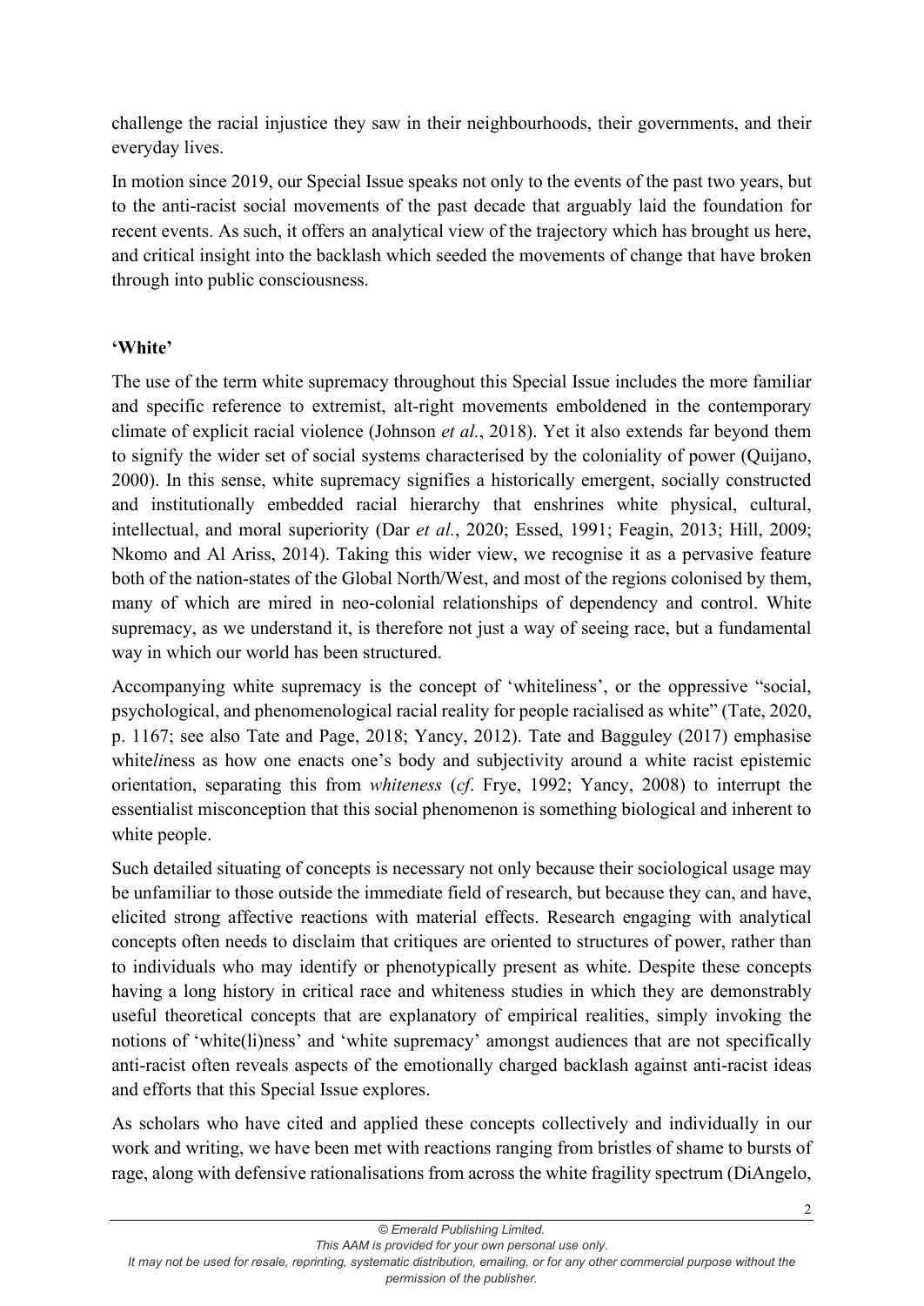challenge the racial injustice they saw in their neighbourhoods, their governments, and their everyday lives.

In motion since 2019, our Special Issue speaks not only to the events of the past two years, but to the anti-racist social movements of the past decade that arguably laid the foundation for recent events. As such, it offers an analytical view of the trajectory which has brought us here, and critical insight into the backlash which seeded the movements of change that have broken through into public consciousness.

## 'White'

The use of the term white supremacy throughout this Special Issue includes the more familiar and specific reference to extremist, alt-right movements emboldened in the contemporary climate of explicit racial violence (Johnson *et al.*, 2018). Yet it also extends far beyond them to signify the wider set of social systems characterised by the coloniality of power (Quijano, 2000). In this sense, white supremacy signifies a historically emergent, socially constructed and institutionally embedded racial hierarchy that enshrines white physical, cultural, intellectual, and moral superiority (Dar *et al.*, 2020; Essed, 1991; Feagin, 2013; Hill, 2009; Nkomo and Al Ariss, 2014). Taking this wider view, we recognise it as a pervasive feature both of the nation-states of the Global North/West, and most of the regions colonised by them, many of which are mired in neo-colonial relationships of dependency and control. White supremacy, as we understand it, is therefore not just a way of seeing race, but a fundamental way in which our world has been structured.

Accompanying white supremacy is the concept of 'whiteliness', or the oppressive "social, psychological, and phenomenological racial reality for people racialised as white" (Tate, 2020, p. 1167; see also Tate and Page, 2018; Yancy, 2012). Tate and Bagguley (2017) emphasise white*li*ness as how one enacts one's body and subjectivity around a white racist epistemic orientation, separating this from *whiteness* (*cf*. Frye, 1992; Yancy, 2008) to interrupt the essentialist misconception that this social phenomenon is something biological and inherent to white people.

Such detailed situating of concepts is necessary not only because their sociological usage may be unfamiliar to those outside the immediate field of research, but because they can, and have, elicited strong affective reactions with material effects. Research engaging with analytical concepts often needs to disclaim that critiques are oriented to structures of power, rather than to individuals who may identify or phenotypically present as white. Despite these concepts having a long history in critical race and whiteness studies in which they are demonstrably useful theoretical concepts that are explanatory of empirical realities, simply invoking the notions of 'white(li)ness' and 'white supremacy' amongst audiences that are not specifically anti-racist often reveals aspects of the emotionally charged backlash against anti-racist ideas and efforts that this Special Issue explores.

As scholars who have cited and applied these concepts collectively and individually in our work and writing, we have been met with reactions ranging from bristles of shame to bursts of rage, along with defensive rationalisations from across the white fragility spectrum (DiAngelo,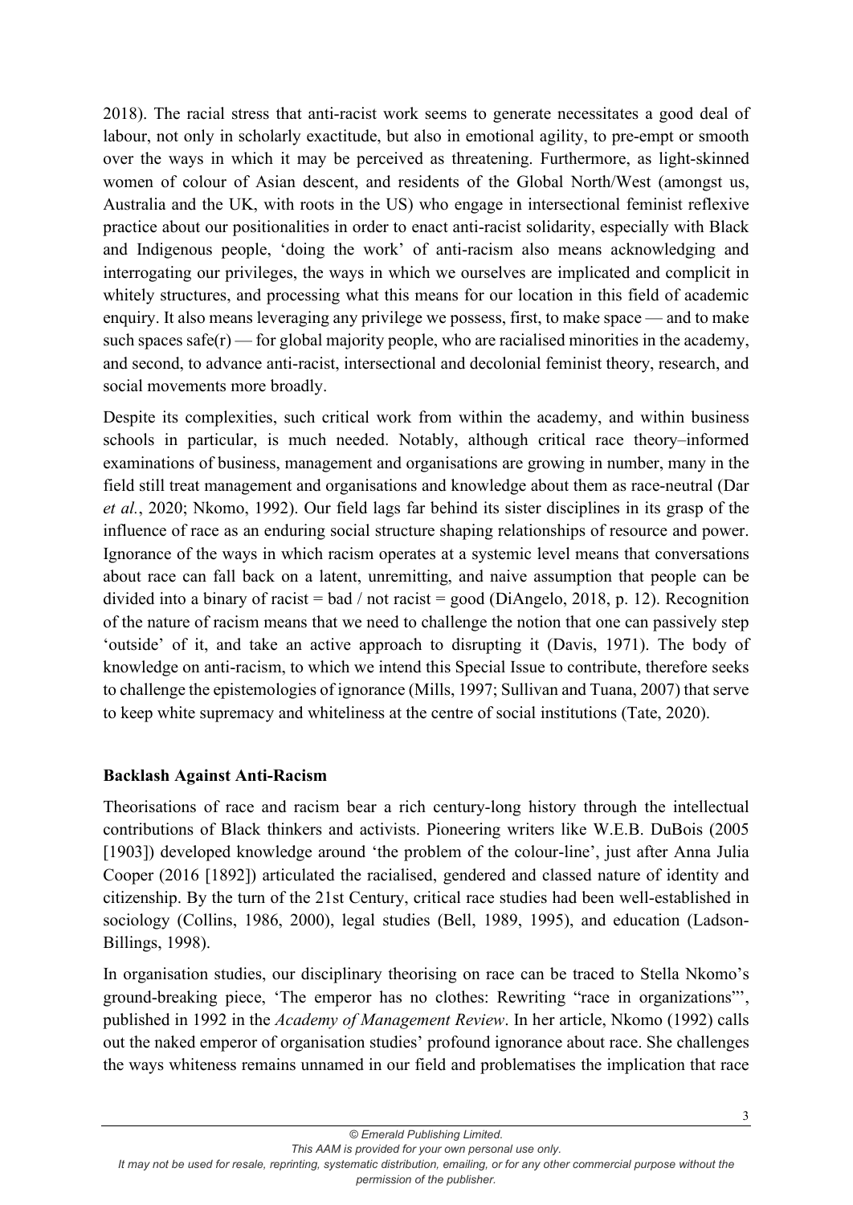2018). The racial stress that anti-racist work seems to generate necessitates a good deal of labour, not only in scholarly exactitude, but also in emotional agility, to pre-empt or smooth over the ways in which it may be perceived as threatening. Furthermore, as light-skinned women of colour of Asian descent, and residents of the Global North/West (amongst us, Australia and the UK, with roots in the US) who engage in intersectional feminist reflexive practice about our positionalities in order to enact anti-racist solidarity, especially with Black and Indigenous people, 'doing the work' of anti-racism also means acknowledging and interrogating our privileges, the ways in which we ourselves are implicated and complicit in whitely structures, and processing what this means for our location in this field of academic enquiry. It also means leveraging any privilege we possess, first, to make space — and to make such spaces safe(r) — for global majority people, who are racialised minorities in the academy, and second, to advance anti-racist, intersectional and decolonial feminist theory, research, and social movements more broadly.

Despite its complexities, such critical work from within the academy, and within business schools in particular, is much needed. Notably, although critical race theory–informed examinations of business, management and organisations are growing in number, many in the field still treat management and organisations and knowledge about them as race-neutral (Dar *et al.*, 2020; Nkomo, 1992). Our field lags far behind its sister disciplines in its grasp of the influence of race as an enduring social structure shaping relationships of resource and power. Ignorance of the ways in which racism operates at a systemic level means that conversations about race can fall back on a latent, unremitting, and naive assumption that people can be divided into a binary of racist = bad / not racist = good (DiAngelo, 2018, p. 12). Recognition of the nature of racism means that we need to challenge the notion that one can passively step 'outside' of it, and take an active approach to disrupting it (Davis, 1971). The body of knowledge on anti-racism, to which we intend this Special Issue to contribute, therefore seeks to challenge the epistemologies of ignorance (Mills, 1997; Sullivan and Tuana, 2007) that serve to keep white supremacy and whiteliness at the centre of social institutions (Tate, 2020).

## Backlash Against Anti-Racism

Theorisations of race and racism bear a rich century-long history through the intellectual contributions of Black thinkers and activists. Pioneering writers like W.E.B. DuBois (2005 [1903]) developed knowledge around 'the problem of the colour-line', just after Anna Julia Cooper (2016 [1892]) articulated the racialised, gendered and classed nature of identity and citizenship. By the turn of the 21st Century, critical race studies had been well-established in sociology (Collins, 1986, 2000), legal studies (Bell, 1989, 1995), and education (Ladson-Billings, 1998).

In organisation studies, our disciplinary theorising on race can be traced to Stella Nkomo's ground-breaking piece, 'The emperor has no clothes: Rewriting "race in organizations"', published in 1992 in the *Academy of Management Review*. In her article, Nkomo (1992) calls out the naked emperor of organisation studies' profound ignorance about race. She challenges the ways whiteness remains unnamed in our field and problematises the implication that race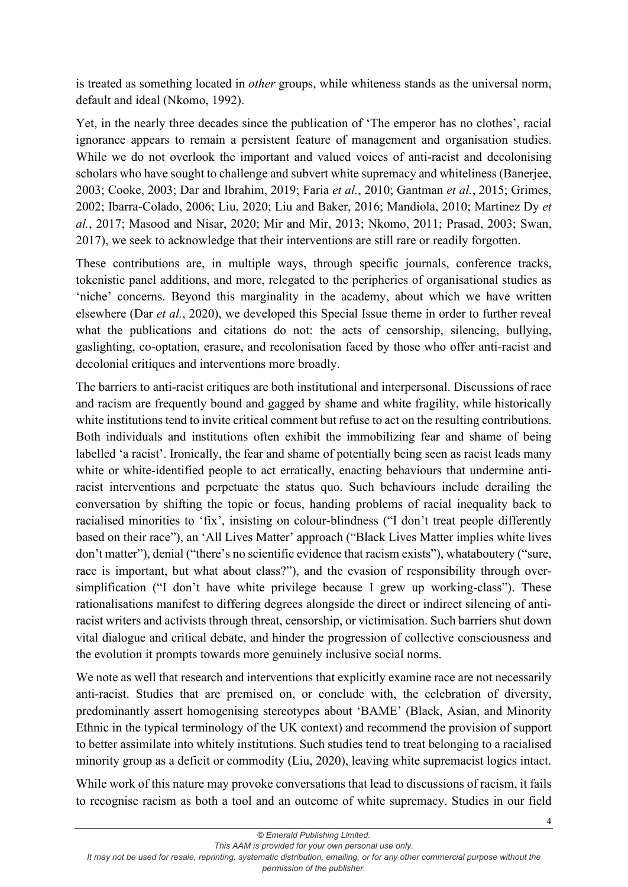is treated as something located in *other* groups, while whiteness stands as the universal norm, default and ideal (Nkomo, 1992).

Yet, in the nearly three decades since the publication of 'The emperor has no clothes', racial ignorance appears to remain a persistent feature of management and organisation studies. While we do not overlook the important and valued voices of anti-racist and decolonising scholars who have sought to challenge and subvert white supremacy and whiteliness (Banerjee, 2003; Cooke, 2003; Dar and Ibrahim, 2019; Faria *et al.*, 2010; Gantman *et al.*, 2015; Grimes, 2002; Ibarra-Colado, 2006; Liu, 2020; Liu and Baker, 2016; Mandiola, 2010; Martinez Dy *et al.*, 2017; Masood and Nisar, 2020; Mir and Mir, 2013; Nkomo, 2011; Prasad, 2003; Swan, 2017), we seek to acknowledge that their interventions are still rare or readily forgotten.

These contributions are, in multiple ways, through specific journals, conference tracks, tokenistic panel additions, and more, relegated to the peripheries of organisational studies as 'niche' concerns. Beyond this marginality in the academy, about which we have written elsewhere (Dar *et al.*, 2020), we developed this Special Issue theme in order to further reveal what the publications and citations do not: the acts of censorship, silencing, bullying, gaslighting, co-optation, erasure, and recolonisation faced by those who offer anti-racist and decolonial critiques and interventions more broadly.

The barriers to anti-racist critiques are both institutional and interpersonal. Discussions of race and racism are frequently bound and gagged by shame and white fragility, while historically white institutions tend to invite critical comment but refuse to act on the resulting contributions. Both individuals and institutions often exhibit the immobilizing fear and shame of being labelled 'a racist'. Ironically, the fear and shame of potentially being seen as racist leads many white or white-identified people to act erratically, enacting behaviours that undermine anti-racist interventions and perpetuate the status quo. Such behaviours include derailing the conversation by shifting the topic or focus, handing problems of racial inequality back to racialised minorities to 'fix', insisting on colour-blindness ("I don't treat people differently based on their race"), an 'All Lives Matter' approach ("Black Lives Matter implies white lives don't matter"), denial ("there's no scientific evidence that racism exists"), whataboutery ("sure, race is important, but what about class?"), and the evasion of responsibility through over-simplification ("I don't have white privilege because I grew up working-class"). These rationalisations manifest to differing degrees alongside the direct or indirect silencing of anti-racist writers and activists through threat, censorship, or victimisation. Such barriers shut down vital dialogue and critical debate, and hinder the progression of collective consciousness and the evolution it prompts towards more genuinely inclusive social norms.

We note as well that research and interventions that explicitly examine race are not necessarily anti-racist. Studies that are premised on, or conclude with, the celebration of diversity, predominantly assert homogenising stereotypes about 'BAME' (Black, Asian, and Minority Ethnic in the typical terminology of the UK context) and recommend the provision of support to better assimilate into whitely institutions. Such studies tend to treat belonging to a racialised minority group as a deficit or commodity (Liu, 2020), leaving white supremacist logics intact.

While work of this nature may provoke conversations that lead to discussions of racism, it fails to recognise racism as both a tool and an outcome of white supremacy. Studies in our field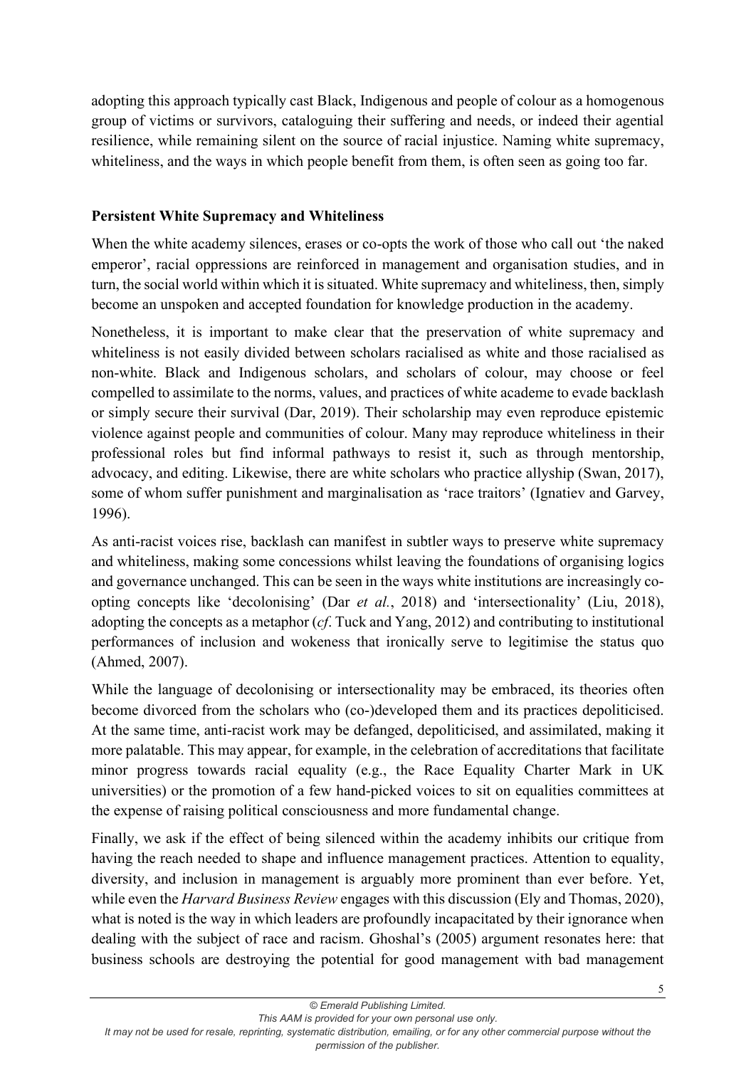adopting this approach typically cast Black, Indigenous and people of colour as a homogenous group of victims or survivors, cataloguing their suffering and needs, or indeed their agential resilience, while remaining silent on the source of racial injustice. Naming white supremacy, whiteliness, and the ways in which people benefit from them, is often seen as going too far.

**Persistent White Supremacy and Whiteliness**

When the white academy silences, erases or co-opts the work of those who call out 'the naked emperor', racial oppressions are reinforced in management and organisation studies, and in turn, the social world within which it is situated. White supremacy and whiteliness, then, simply become an unspoken and accepted foundation for knowledge production in the academy.

Nonetheless, it is important to make clear that the preservation of white supremacy and whiteliness is not easily divided between scholars racialised as white and those racialised as non-white. Black and Indigenous scholars, and scholars of colour, may choose or feel compelled to assimilate to the norms, values, and practices of white academe to evade backlash or simply secure their survival (Dar, 2019). Their scholarship may even reproduce epistemic violence against people and communities of colour. Many may reproduce whiteliness in their professional roles but find informal pathways to resist it, such as through mentorship, advocacy, and editing. Likewise, there are white scholars who practice allyship (Swan, 2017), some of whom suffer punishment and marginalisation as 'race traitors' (Ignatiev and Garvey, 1996).

As anti-racist voices rise, backlash can manifest in subtler ways to preserve white supremacy and whiteliness, making some concessions whilst leaving the foundations of organising logics and governance unchanged. This can be seen in the ways white institutions are increasingly co-opting concepts like 'decolonising' (Dar *et al.*, 2018) and 'intersectionality' (Liu, 2018), adopting the concepts as a metaphor (*cf*. Tuck and Yang, 2012) and contributing to institutional performances of inclusion and wokeness that ironically serve to legitimise the status quo (Ahmed, 2007).

While the language of decolonising or intersectionality may be embraced, its theories often become divorced from the scholars who (co-)developed them and its practices depoliticised. At the same time, anti-racist work may be defanged, depoliticised, and assimilated, making it more palatable. This may appear, for example, in the celebration of accreditations that facilitate minor progress towards racial equality (e.g., the Race Equality Charter Mark in UK universities) or the promotion of a few hand-picked voices to sit on equalities committees at the expense of raising political consciousness and more fundamental change.

Finally, we ask if the effect of being silenced within the academy inhibits our critique from having the reach needed to shape and influence management practices. Attention to equality, diversity, and inclusion in management is arguably more prominent than ever before. Yet, while even the *Harvard Business Review* engages with this discussion (Ely and Thomas, 2020), what is noted is the way in which leaders are profoundly incapacitated by their ignorance when dealing with the subject of race and racism. Ghoshal's (2005) argument resonates here: that business schools are destroying the potential for good management with bad management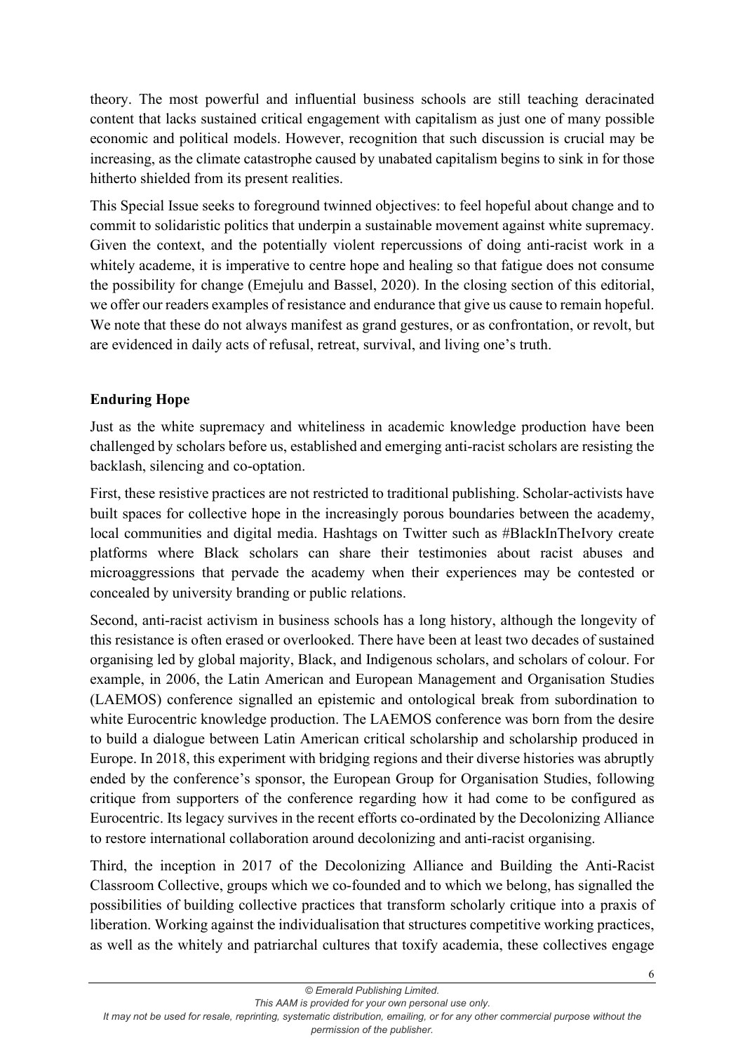theory. The most powerful and influential business schools are still teaching deracinated content that lacks sustained critical engagement with capitalism as just one of many possible economic and political models. However, recognition that such discussion is crucial may be increasing, as the climate catastrophe caused by unabated capitalism begins to sink in for those hitherto shielded from its present realities.

This Special Issue seeks to foreground twinned objectives: to feel hopeful about change and to commit to solidaristic politics that underpin a sustainable movement against white supremacy. Given the context, and the potentially violent repercussions of doing anti-racist work in a whitely academe, it is imperative to centre hope and healing so that fatigue does not consume the possibility for change (Emejulu and Bassel, 2020). In the closing section of this editorial, we offer our readers examples of resistance and endurance that give us cause to remain hopeful. We note that these do not always manifest as grand gestures, or as confrontation, or revolt, but are evidenced in daily acts of refusal, retreat, survival, and living one's truth.

## Enduring Hope

Just as the white supremacy and whiteliness in academic knowledge production have been challenged by scholars before us, established and emerging anti-racist scholars are resisting the backlash, silencing and co-optation.

First, these resistive practices are not restricted to traditional publishing. Scholar-activists have built spaces for collective hope in the increasingly porous boundaries between the academy, local communities and digital media. Hashtags on Twitter such as #BlackInTheIvory create platforms where Black scholars can share their testimonies about racist abuses and microaggressions that pervade the academy when their experiences may be contested or concealed by university branding or public relations.

Second, anti-racist activism in business schools has a long history, although the longevity of this resistance is often erased or overlooked. There have been at least two decades of sustained organising led by global majority, Black, and Indigenous scholars, and scholars of colour. For example, in 2006, the Latin American and European Management and Organisation Studies (LAEMOS) conference signalled an epistemic and ontological break from subordination to white Eurocentric knowledge production. The LAEMOS conference was born from the desire to build a dialogue between Latin American critical scholarship and scholarship produced in Europe. In 2018, this experiment with bridging regions and their diverse histories was abruptly ended by the conference's sponsor, the European Group for Organisation Studies, following critique from supporters of the conference regarding how it had come to be configured as Eurocentric. Its legacy survives in the recent efforts co-ordinated by the Decolonizing Alliance to restore international collaboration around decolonizing and anti-racist organising.

Third, the inception in 2017 of the Decolonizing Alliance and Building the Anti-Racist Classroom Collective, groups which we co-founded and to which we belong, has signalled the possibilities of building collective practices that transform scholarly critique into a praxis of liberation. Working against the individualisation that structures competitive working practices, as well as the whitely and patriarchal cultures that toxify academia, these collectives engage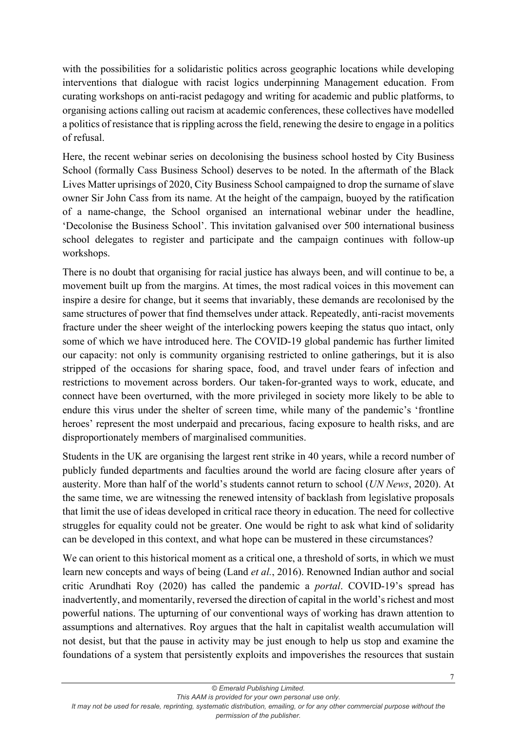with the possibilities for a solidaristic politics across geographic locations while developing interventions that dialogue with racist logics underpinning Management education. From curating workshops on anti-racist pedagogy and writing for academic and public platforms, to organising actions calling out racism at academic conferences, these collectives have modelled a politics of resistance that is rippling across the field, renewing the desire to engage in a politics of refusal.

Here, the recent webinar series on decolonising the business school hosted by City Business School (formally Cass Business School) deserves to be noted. In the aftermath of the Black Lives Matter uprisings of 2020, City Business School campaigned to drop the surname of slave owner Sir John Cass from its name. At the height of the campaign, buoyed by the ratification of a name-change, the School organised an international webinar under the headline, 'Decolonise the Business School'. This invitation galvanised over 500 international business school delegates to register and participate and the campaign continues with follow-up workshops.

There is no doubt that organising for racial justice has always been, and will continue to be, a movement built up from the margins. At times, the most radical voices in this movement can inspire a desire for change, but it seems that invariably, these demands are recolonised by the same structures of power that find themselves under attack. Repeatedly, anti-racist movements fracture under the sheer weight of the interlocking powers keeping the status quo intact, only some of which we have introduced here. The COVID-19 global pandemic has further limited our capacity: not only is community organising restricted to online gatherings, but it is also stripped of the occasions for sharing space, food, and travel under fears of infection and restrictions to movement across borders. Our taken-for-granted ways to work, educate, and connect have been overturned, with the more privileged in society more likely to be able to endure this virus under the shelter of screen time, while many of the pandemic's 'frontline heroes' represent the most underpaid and precarious, facing exposure to health risks, and are disproportionately members of marginalised communities.

Students in the UK are organising the largest rent strike in 40 years, while a record number of publicly funded departments and faculties around the world are facing closure after years of austerity. More than half of the world's students cannot return to school (*UN News*, 2020). At the same time, we are witnessing the renewed intensity of backlash from legislative proposals that limit the use of ideas developed in critical race theory in education. The need for collective struggles for equality could not be greater. One would be right to ask what kind of solidarity can be developed in this context, and what hope can be mustered in these circumstances?

We can orient to this historical moment as a critical one, a threshold of sorts, in which we must learn new concepts and ways of being (Land *et al.*, 2016). Renowned Indian author and social critic Arundhati Roy (2020) has called the pandemic a *portal*. COVID-19's spread has inadvertently, and momentarily, reversed the direction of capital in the world's richest and most powerful nations. The upturning of our conventional ways of working has drawn attention to assumptions and alternatives. Roy argues that the halt in capitalist wealth accumulation will not desist, but that the pause in activity may be just enough to help us stop and examine the foundations of a system that persistently exploits and impoverishes the resources that sustain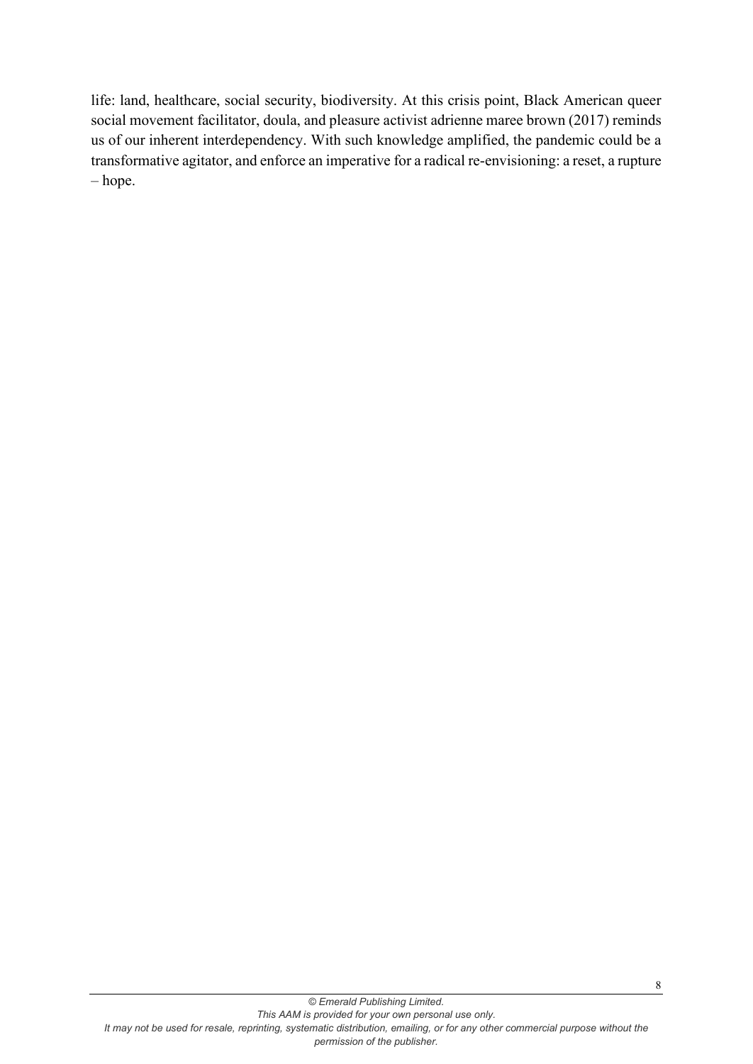life: land, healthcare, social security, biodiversity. At this crisis point, Black American queer social movement facilitator, doula, and pleasure activist adrienne maree brown (2017) reminds us of our inherent interdependency. With such knowledge amplified, the pandemic could be a transformative agitator, and enforce an imperative for a radical re-envisioning: a reset, a rupture – hope.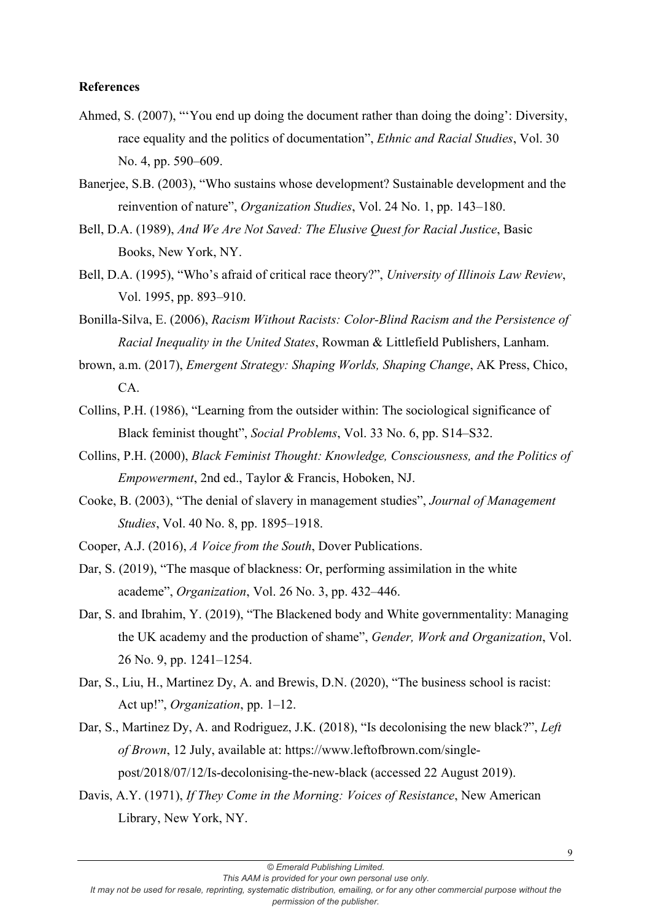**References**

Ahmed, S. (2007), "'You end up doing the document rather than doing the doing': Diversity, race equality and the politics of documentation", *Ethnic and Racial Studies*, Vol. 30 No. 4, pp. 590–609.

Banerjee, S.B. (2003), "Who sustains whose development? Sustainable development and the reinvention of nature", *Organization Studies*, Vol. 24 No. 1, pp. 143–180.

Bell, D.A. (1989), *And We Are Not Saved: The Elusive Quest for Racial Justice*, Basic Books, New York, NY.

Bell, D.A. (1995), "Who's afraid of critical race theory?", *University of Illinois Law Review*, Vol. 1995, pp. 893–910.

Bonilla-Silva, E. (2006), *Racism Without Racists: Color-Blind Racism and the Persistence of Racial Inequality in the United States*, Rowman & Littlefield Publishers, Lanham.

brown, a.m. (2017), *Emergent Strategy: Shaping Worlds, Shaping Change*, AK Press, Chico, CA.

Collins, P.H. (1986), "Learning from the outsider within: The sociological significance of Black feminist thought", *Social Problems*, Vol. 33 No. 6, pp. S14–S32.

Collins, P.H. (2000), *Black Feminist Thought: Knowledge, Consciousness, and the Politics of Empowerment*, 2nd ed., Taylor & Francis, Hoboken, NJ.

Cooke, B. (2003), "The denial of slavery in management studies", *Journal of Management Studies*, Vol. 40 No. 8, pp. 1895–1918.

Cooper, A.J. (2016), *A Voice from the South*, Dover Publications.

Dar, S. (2019), "The masque of blackness: Or, performing assimilation in the white academe", *Organization*, Vol. 26 No. 3, pp. 432–446.

Dar, S. and Ibrahim, Y. (2019), "The Blackened body and White governmentality: Managing the UK academy and the production of shame", *Gender, Work and Organization*, Vol. 26 No. 9, pp. 1241–1254.

Dar, S., Liu, H., Martinez Dy, A. and Brewis, D.N. (2020), "The business school is racist: Act up!", *Organization*, pp. 1–12.

Dar, S., Martinez Dy, A. and Rodriguez, J.K. (2018), "Is decolonising the new black?", *Left of Brown*, 12 July, available at: https://www.leftofbrown.com/single-post/2018/07/12/Is-decolonising-the-new-black (accessed 22 August 2019).

Davis, A.Y. (1971), *If They Come in the Morning: Voices of Resistance*, New American Library, New York, NY.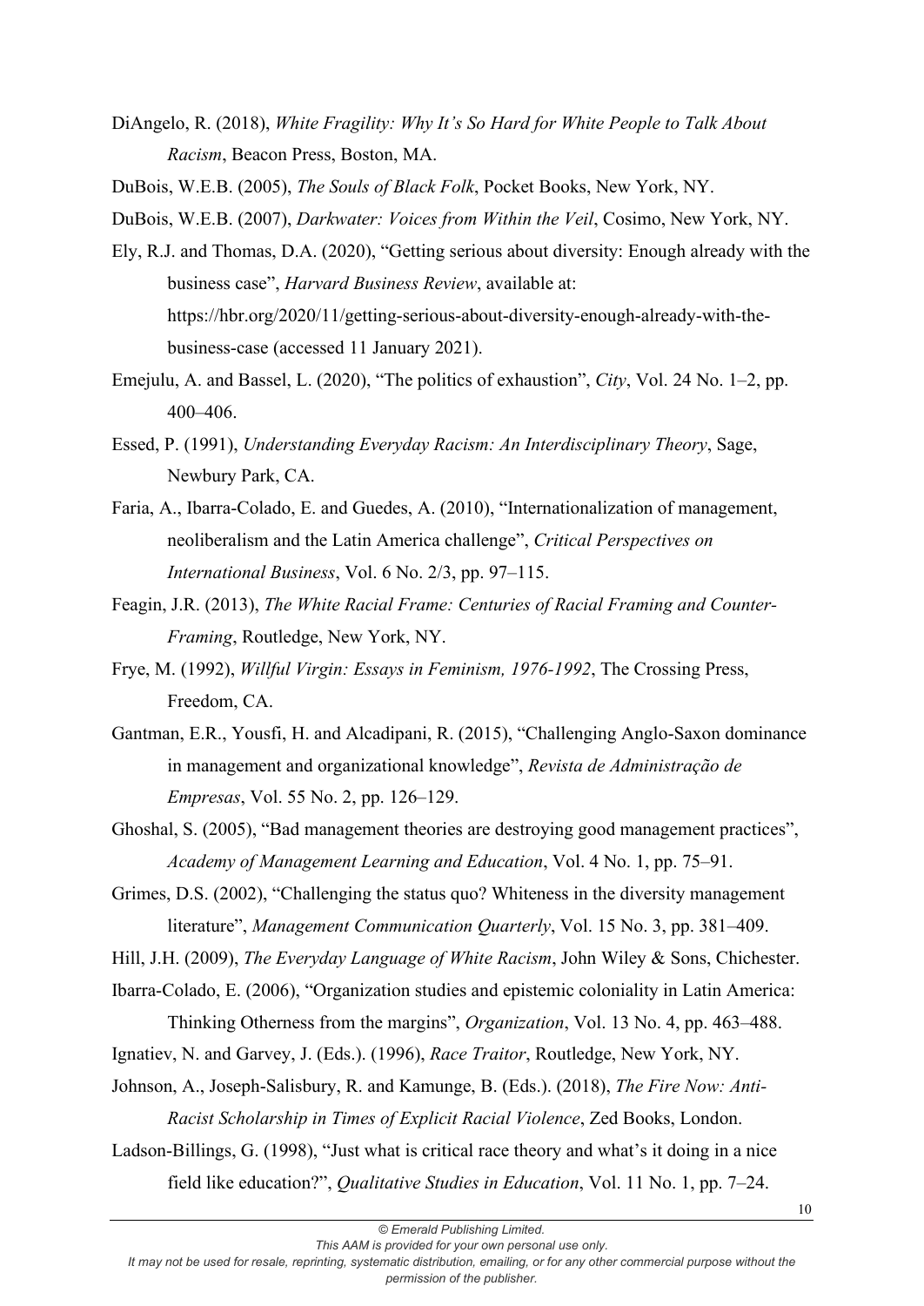DiAngelo, R. (2018), *White Fragility: Why It's So Hard for White People to Talk About Racism*, Beacon Press, Boston, MA.

DuBois, W.E.B. (2005), *The Souls of Black Folk*, Pocket Books, New York, NY.

DuBois, W.E.B. (2007), *Darkwater: Voices from Within the Veil*, Cosimo, New York, NY.

Ely, R.J. and Thomas, D.A. (2020), "Getting serious about diversity: Enough already with the business case", *Harvard Business Review*, available at: https://hbr.org/2020/11/getting-serious-about-diversity-enough-already-with-the-business-case (accessed 11 January 2021).

Emejulu, A. and Bassel, L. (2020), "The politics of exhaustion", *City*, Vol. 24 No. 1–2, pp. 400–406.

Essed, P. (1991), *Understanding Everyday Racism: An Interdisciplinary Theory*, Sage, Newbury Park, CA.

Faria, A., Ibarra-Colado, E. and Guedes, A. (2010), "Internationalization of management, neoliberalism and the Latin America challenge", *Critical Perspectives on International Business*, Vol. 6 No. 2/3, pp. 97–115.

Feagin, J.R. (2013), *The White Racial Frame: Centuries of Racial Framing and Counter-Framing*, Routledge, New York, NY.

Frye, M. (1992), *Willful Virgin: Essays in Feminism, 1976-1992*, The Crossing Press, Freedom, CA.

Gantman, E.R., Yousfi, H. and Alcadipani, R. (2015), "Challenging Anglo-Saxon dominance in management and organizational knowledge", *Revista de Administração de Empresas*, Vol. 55 No. 2, pp. 126–129.

Ghoshal, S. (2005), "Bad management theories are destroying good management practices", *Academy of Management Learning and Education*, Vol. 4 No. 1, pp. 75–91.

Grimes, D.S. (2002), "Challenging the status quo? Whiteness in the diversity management literature", *Management Communication Quarterly*, Vol. 15 No. 3, pp. 381–409.

Hill, J.H. (2009), *The Everyday Language of White Racism*, John Wiley & Sons, Chichester.

Ibarra-Colado, E. (2006), "Organization studies and epistemic coloniality in Latin America: Thinking Otherness from the margins", *Organization*, Vol. 13 No. 4, pp. 463–488.

Ignatiev, N. and Garvey, J. (Eds.). (1996), *Race Traitor*, Routledge, New York, NY.

Johnson, A., Joseph-Salisbury, R. and Kamunge, B. (Eds.). (2018), *The Fire Now: Anti-Racist Scholarship in Times of Explicit Racial Violence*, Zed Books, London.

Ladson-Billings, G. (1998), "Just what is critical race theory and what's it doing in a nice field like education?", *Qualitative Studies in Education*, Vol. 11 No. 1, pp. 7–24.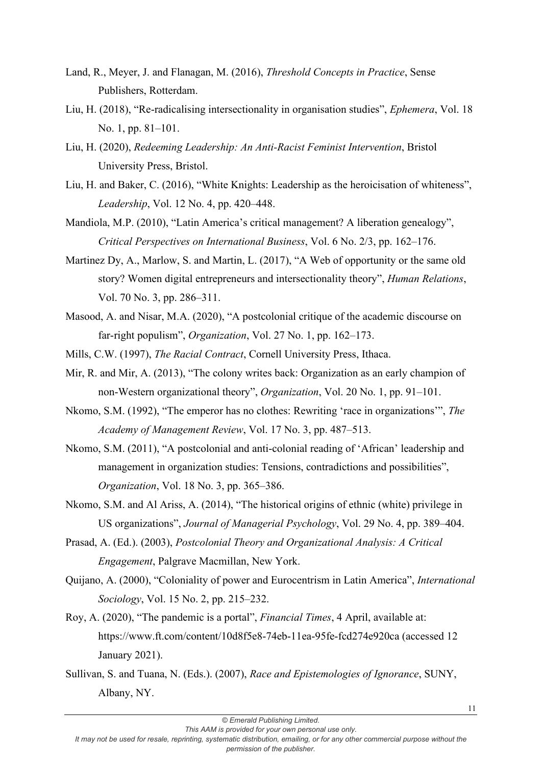Land, R., Meyer, J. and Flanagan, M. (2016), *Threshold Concepts in Practice*, Sense Publishers, Rotterdam.

Liu, H. (2018), "Re-radicalising intersectionality in organisation studies", *Ephemera*, Vol. 18 No. 1, pp. 81–101.

Liu, H. (2020), *Redeeming Leadership: An Anti-Racist Feminist Intervention*, Bristol University Press, Bristol.

Liu, H. and Baker, C. (2016), "White Knights: Leadership as the heroicisation of whiteness", *Leadership*, Vol. 12 No. 4, pp. 420–448.

Mandiola, M.P. (2010), "Latin America's critical management? A liberation genealogy", *Critical Perspectives on International Business*, Vol. 6 No. 2/3, pp. 162–176.

Martinez Dy, A., Marlow, S. and Martin, L. (2017), "A Web of opportunity or the same old story? Women digital entrepreneurs and intersectionality theory", *Human Relations*, Vol. 70 No. 3, pp. 286–311.

Masood, A. and Nisar, M.A. (2020), "A postcolonial critique of the academic discourse on far-right populism", *Organization*, Vol. 27 No. 1, pp. 162–173.

Mills, C.W. (1997), *The Racial Contract*, Cornell University Press, Ithaca.

Mir, R. and Mir, A. (2013), "The colony writes back: Organization as an early champion of non-Western organizational theory", *Organization*, Vol. 20 No. 1, pp. 91–101.

Nkomo, S.M. (1992), "The emperor has no clothes: Rewriting 'race in organizations'", *The Academy of Management Review*, Vol. 17 No. 3, pp. 487–513.

Nkomo, S.M. (2011), "A postcolonial and anti-colonial reading of 'African' leadership and management in organization studies: Tensions, contradictions and possibilities", *Organization*, Vol. 18 No. 3, pp. 365–386.

Nkomo, S.M. and Al Ariss, A. (2014), "The historical origins of ethnic (white) privilege in US organizations", *Journal of Managerial Psychology*, Vol. 29 No. 4, pp. 389–404.

Prasad, A. (Ed.). (2003), *Postcolonial Theory and Organizational Analysis: A Critical Engagement*, Palgrave Macmillan, New York.

Quijano, A. (2000), "Coloniality of power and Eurocentrism in Latin America", *International Sociology*, Vol. 15 No. 2, pp. 215–232.

Roy, A. (2020), "The pandemic is a portal", *Financial Times*, 4 April, available at: https://www.ft.com/content/10d8f5e8-74eb-11ea-95fe-fcd274e920ca (accessed 12 January 2021).

Sullivan, S. and Tuana, N. (Eds.). (2007), *Race and Epistemologies of Ignorance*, SUNY, Albany, NY.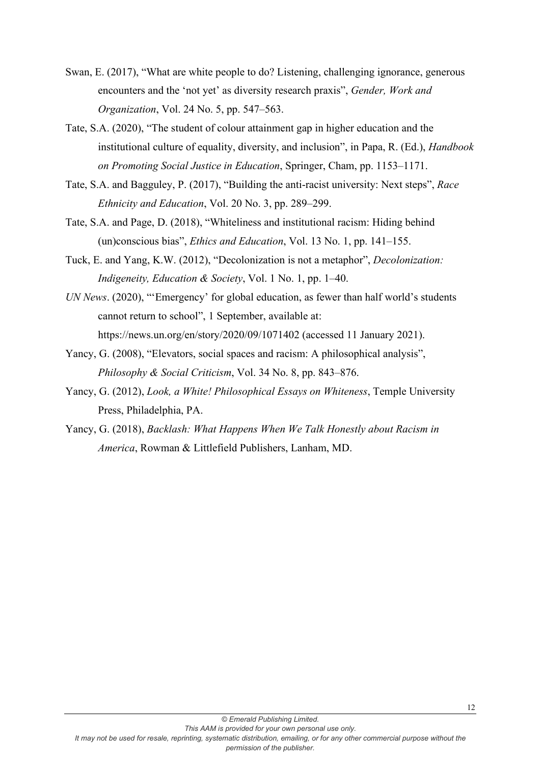Swan, E. (2017), "What are white people to do? Listening, challenging ignorance, generous encounters and the 'not yet' as diversity research praxis", *Gender, Work and Organization*, Vol. 24 No. 5, pp. 547–563.

Tate, S.A. (2020), "The student of colour attainment gap in higher education and the institutional culture of equality, diversity, and inclusion", in Papa, R. (Ed.), *Handbook on Promoting Social Justice in Education*, Springer, Cham, pp. 1153–1171.

Tate, S.A. and Bagguley, P. (2017), "Building the anti-racist university: Next steps", *Race Ethnicity and Education*, Vol. 20 No. 3, pp. 289–299.

Tate, S.A. and Page, D. (2018), "Whiteliness and institutional racism: Hiding behind (un)conscious bias", *Ethics and Education*, Vol. 13 No. 1, pp. 141–155.

Tuck, E. and Yang, K.W. (2012), "Decolonization is not a metaphor", *Decolonization: Indigeneity, Education & Society*, Vol. 1 No. 1, pp. 1–40.

*UN News*. (2020), "'Emergency' for global education, as fewer than half world's students cannot return to school", 1 September, available at: https://news.un.org/en/story/2020/09/1071402 (accessed 11 January 2021).

Yancy, G. (2008), "Elevators, social spaces and racism: A philosophical analysis", *Philosophy & Social Criticism*, Vol. 34 No. 8, pp. 843–876.

Yancy, G. (2012), *Look, a White! Philosophical Essays on Whiteness*, Temple University Press, Philadelphia, PA.

Yancy, G. (2018), *Backlash: What Happens When We Talk Honestly about Racism in America*, Rowman & Littlefield Publishers, Lanham, MD.